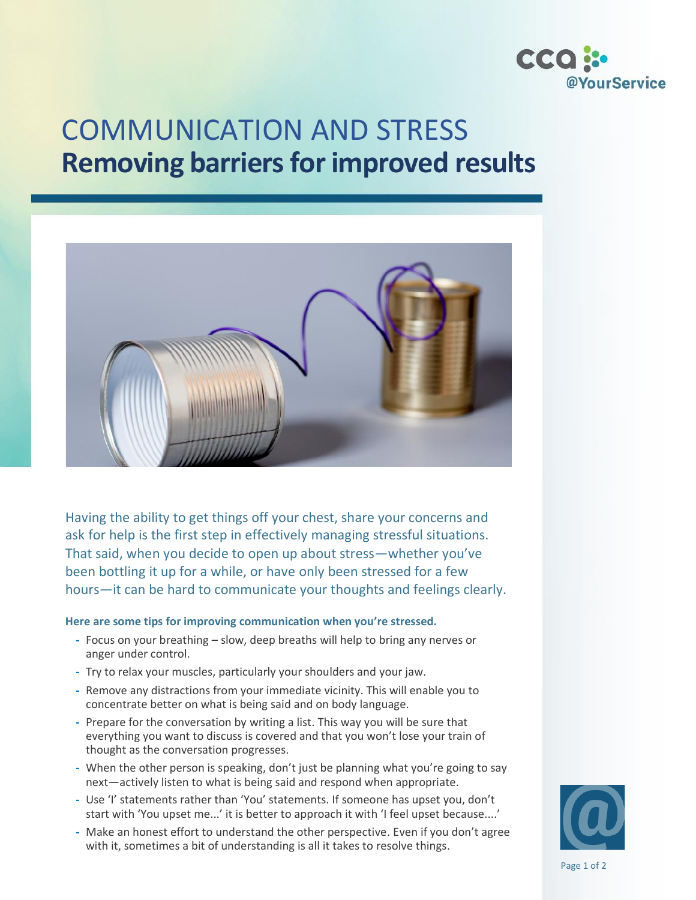# COMMUNICATION AND STRESS
## Removing barriers for improved results

Having the ability to get things off your chest, share your concerns and ask for help is the first step in effectively managing stressful situations. That said, when you decide to open up about stress—whether you've been bottling it up for a while, or have only been stressed for a few hours—it can be hard to communicate your thoughts and feelings clearly.

**Here are some tips for improving communication when you're stressed.**

- Focus on your breathing – slow, deep breaths will help to bring any nerves or anger under control.
- Try to relax your muscles, particularly your shoulders and your jaw.
- Remove any distractions from your immediate vicinity. This will enable you to concentrate better on what is being said and on body language.
- Prepare for the conversation by writing a list. This way you will be sure that everything you want to discuss is covered and that you won't lose your train of thought as the conversation progresses.
- When the other person is speaking, don't just be planning what you're going to say next—actively listen to what is being said and respond when appropriate.
- Use 'I' statements rather than 'You' statements. If someone has upset you, don't start with 'You upset me...' it is better to approach it with 'I feel upset because....'
- Make an honest effort to understand the other perspective. Even if you don't agree with it, sometimes a bit of understanding is all it takes to resolve things.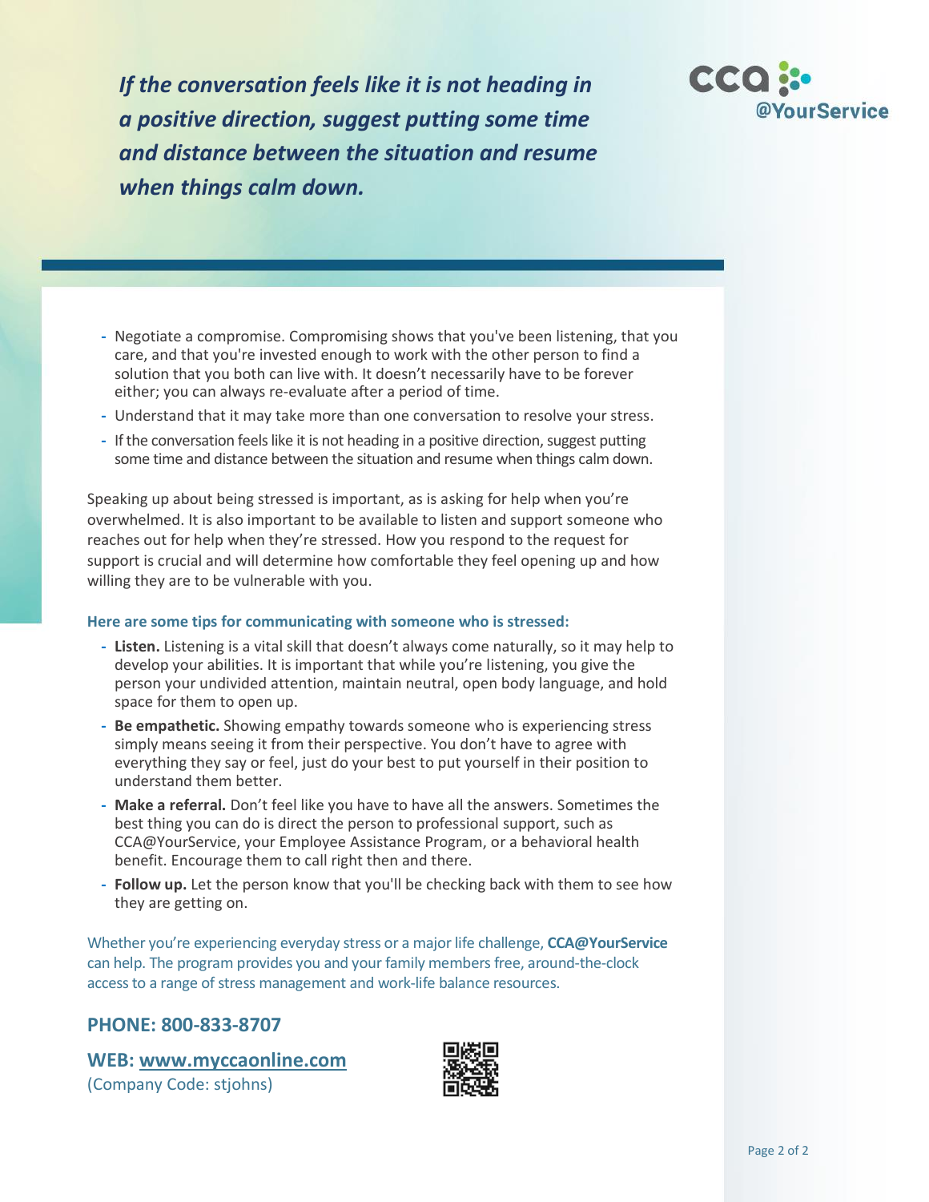*If the conversation feels like it is not heading in a positive direction, suggest putting some time and distance between the situation and resume when things calm down.*

CCA @YourService

- Negotiate a compromise. Compromising shows that you've been listening, that you care, and that you're invested enough to work with the other person to find a solution that you both can live with. It doesn't necessarily have to be forever either; you can always re-evaluate after a period of time.
- Understand that it may take more than one conversation to resolve your stress.
- If the conversation feels like it is not heading in a positive direction, suggest putting some time and distance between the situation and resume when things calm down.

Speaking up about being stressed is important, as is asking for help when you're overwhelmed. It is also important to be available to listen and support someone who reaches out for help when they're stressed. How you respond to the request for support is crucial and will determine how comfortable they feel opening up and how willing they are to be vulnerable with you.

**Here are some tips for communicating with someone who is stressed:**

- **Listen.** Listening is a vital skill that doesn't always come naturally, so it may help to develop your abilities. It is important that while you're listening, you give the person your undivided attention, maintain neutral, open body language, and hold space for them to open up.
- **Be empathetic.** Showing empathy towards someone who is experiencing stress simply means seeing it from their perspective. You don't have to agree with everything they say or feel, just do your best to put yourself in their position to understand them better.
- **Make a referral.** Don't feel like you have to have all the answers. Sometimes the best thing you can do is direct the person to professional support, such as CCA@YourService, your Employee Assistance Program, or a behavioral health benefit. Encourage them to call right then and there.
- **Follow up.** Let the person know that you'll be checking back with them to see how they are getting on.

Whether you're experiencing everyday stress or a major life challenge, **CCA@YourService** can help. The program provides you and your family members free, around-the-clock access to a range of stress management and work-life balance resources.

**PHONE: 800-833-8707**

**WEB: www.myccaonline.com**
(Company Code: stjohns)